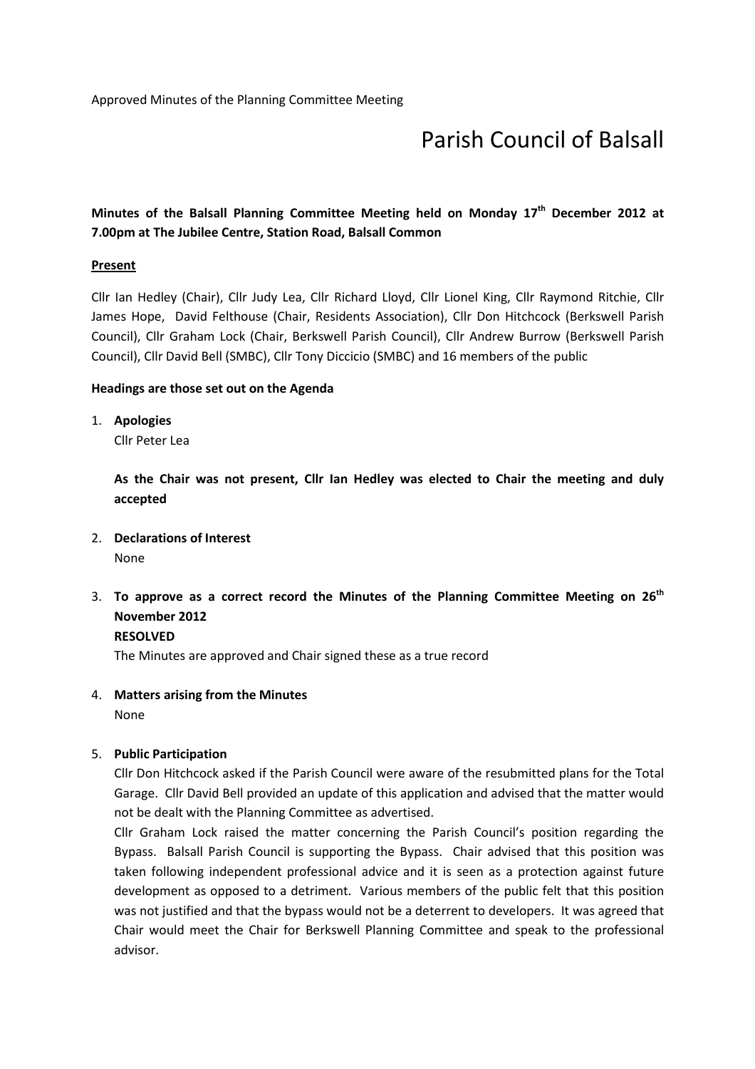Approved Minutes of the Planning Committee Meeting

# Parish Council of Balsall

**Minutes of the Balsall Planning Committee Meeting held on Monday 17th December 2012 at 7.00pm at The Jubilee Centre, Station Road, Balsall Common**

**Present**

Cllr Ian Hedley (Chair), Cllr Judy Lea, Cllr Richard Lloyd, Cllr Lionel King, Cllr Raymond Ritchie, Cllr James Hope, David Felthouse (Chair, Residents Association), Cllr Don Hitchcock (Berkswell Parish Council), Cllr Graham Lock (Chair, Berkswell Parish Council), Cllr Andrew Burrow (Berkswell Parish Council), Cllr David Bell (SMBC), Cllr Tony Diccicio (SMBC) and 16 members of the public

**Headings are those set out on the Agenda**

1. **Apologies**
   Cllr Peter Lea

   **As the Chair was not present, Cllr Ian Hedley was elected to Chair the meeting and duly accepted**

2. **Declarations of Interest**
   None

3. **To approve as a correct record the Minutes of the Planning Committee Meeting on 26th November 2012**
   **RESOLVED**
   The Minutes are approved and Chair signed these as a true record

4. **Matters arising from the Minutes**
   None

5. **Public Participation**
   Cllr Don Hitchcock asked if the Parish Council were aware of the resubmitted plans for the Total Garage. Cllr David Bell provided an update of this application and advised that the matter would not be dealt with the Planning Committee as advertised.
   Cllr Graham Lock raised the matter concerning the Parish Council's position regarding the Bypass. Balsall Parish Council is supporting the Bypass. Chair advised that this position was taken following independent professional advice and it is seen as a protection against future development as opposed to a detriment. Various members of the public felt that this position was not justified and that the bypass would not be a deterrent to developers. It was agreed that Chair would meet the Chair for Berkswell Planning Committee and speak to the professional advisor.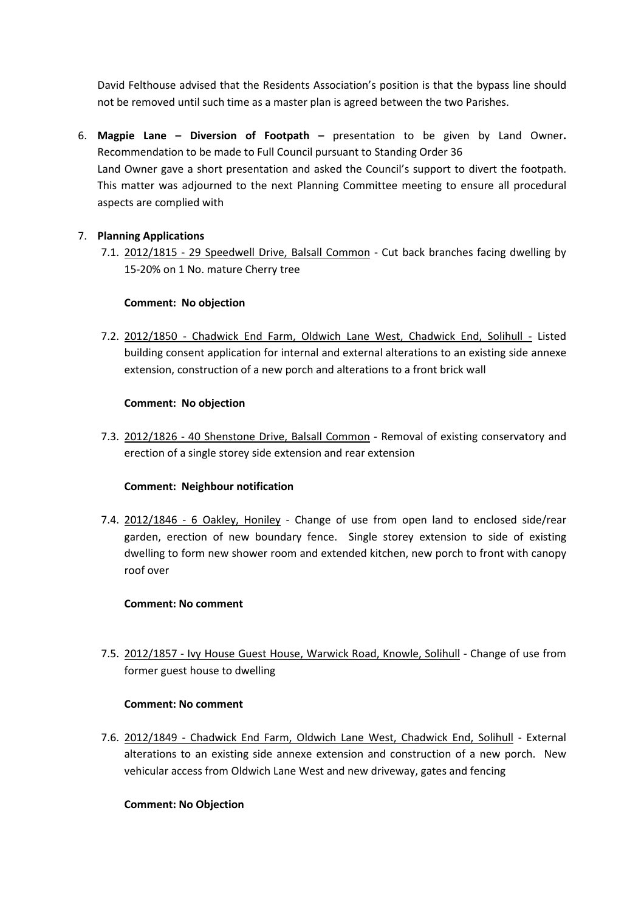David Felthouse advised that the Residents Association's position is that the bypass line should not be removed until such time as a master plan is agreed between the two Parishes.

6. **Magpie Lane – Diversion of Footpath –** presentation to be given by Land Owner**.** Recommendation to be made to Full Council pursuant to Standing Order 36
   Land Owner gave a short presentation and asked the Council's support to divert the footpath. This matter was adjourned to the next Planning Committee meeting to ensure all procedural aspects are complied with

7. **Planning Applications**

   7.1. 2012/1815 - 29 Speedwell Drive, Balsall Common - Cut back branches facing dwelling by 15-20% on 1 No. mature Cherry tree

   **Comment: No objection**

   7.2. 2012/1850 - Chadwick End Farm, Oldwich Lane West, Chadwick End, Solihull - Listed building consent application for internal and external alterations to an existing side annexe extension, construction of a new porch and alterations to a front brick wall

   **Comment: No objection**

   7.3. 2012/1826 - 40 Shenstone Drive, Balsall Common - Removal of existing conservatory and erection of a single storey side extension and rear extension

   **Comment: Neighbour notification**

   7.4. 2012/1846 - 6 Oakley, Honiley - Change of use from open land to enclosed side/rear garden, erection of new boundary fence. Single storey extension to side of existing dwelling to form new shower room and extended kitchen, new porch to front with canopy roof over

   **Comment: No comment**

   7.5. 2012/1857 - Ivy House Guest House, Warwick Road, Knowle, Solihull - Change of use from former guest house to dwelling

   **Comment: No comment**

   7.6. 2012/1849 - Chadwick End Farm, Oldwich Lane West, Chadwick End, Solihull - External alterations to an existing side annexe extension and construction of a new porch. New vehicular access from Oldwich Lane West and new driveway, gates and fencing

   **Comment: No Objection**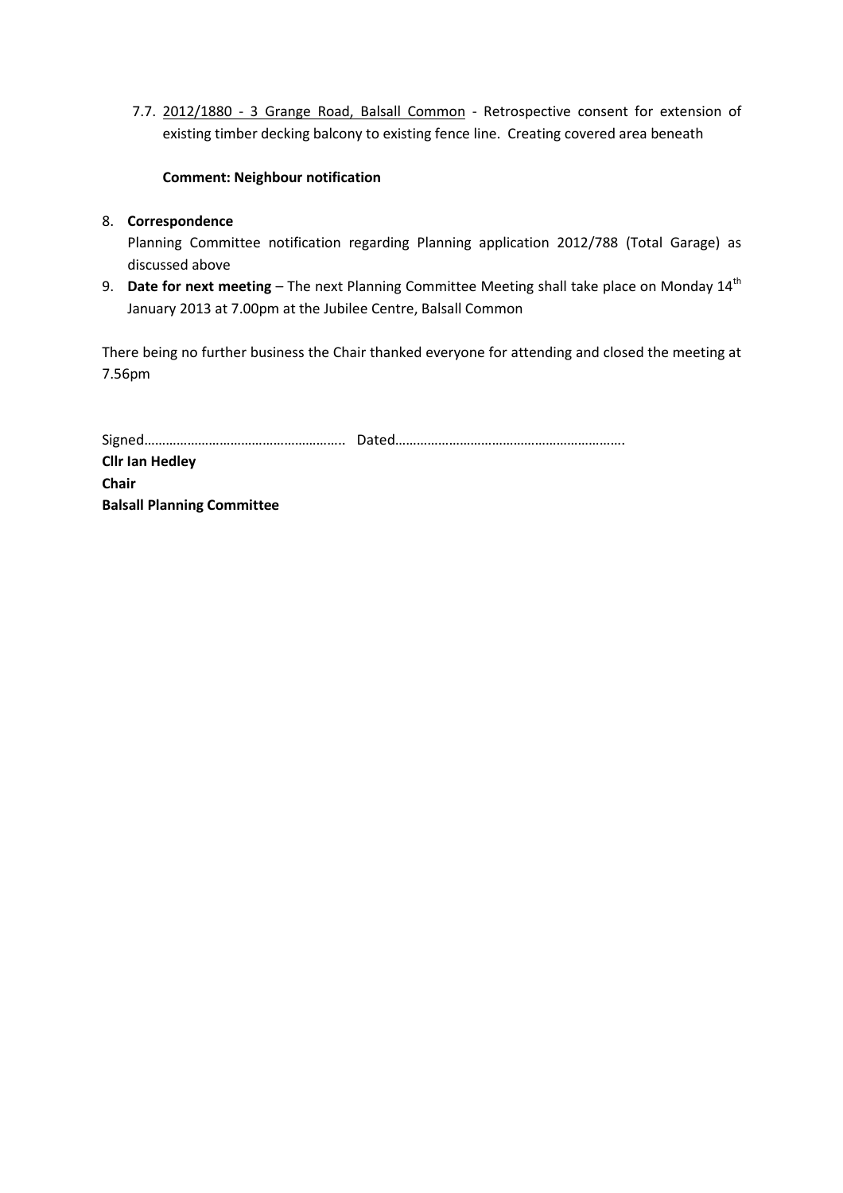7.7. 2012/1880 - 3 Grange Road, Balsall Common - Retrospective consent for extension of existing timber decking balcony to existing fence line. Creating covered area beneath

**Comment: Neighbour notification**

8. **Correspondence**
   Planning Committee notification regarding Planning application 2012/788 (Total Garage) as discussed above
9. **Date for next meeting** – The next Planning Committee Meeting shall take place on Monday 14th January 2013 at 7.00pm at the Jubilee Centre, Balsall Common

There being no further business the Chair thanked everyone for attending and closed the meeting at 7.56pm

Signed……………………………………………….. Dated……………………………………………………….

**Cllr Ian Hedley**
**Chair**
**Balsall Planning Committee**